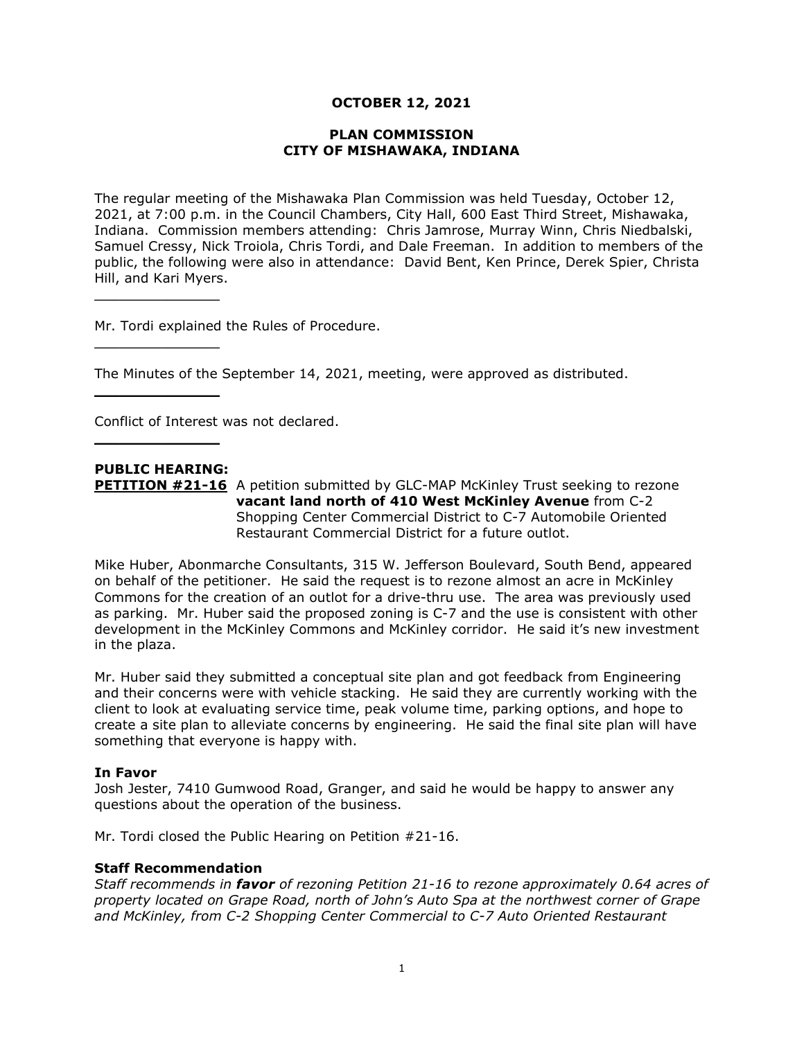**OCTOBER 12, 2021**

**PLAN COMMISSION**
**CITY OF MISHAWAKA, INDIANA**

The regular meeting of the Mishawaka Plan Commission was held Tuesday, October 12, 2021, at 7:00 p.m. in the Council Chambers, City Hall, 600 East Third Street, Mishawaka, Indiana. Commission members attending: Chris Jamrose, Murray Winn, Chris Niedbalski, Samuel Cressy, Nick Troiola, Chris Tordi, and Dale Freeman. In addition to members of the public, the following were also in attendance: David Bent, Ken Prince, Derek Spier, Christa Hill, and Kari Myers.

---

Mr. Tordi explained the Rules of Procedure.

---

The Minutes of the September 14, 2021, meeting, were approved as distributed.

---

Conflict of Interest was not declared.

---

**PUBLIC HEARING:**

**PETITION #21-16** A petition submitted by GLC-MAP McKinley Trust seeking to rezone **vacant land north of 410 West McKinley Avenue** from C-2 Shopping Center Commercial District to C-7 Automobile Oriented Restaurant Commercial District for a future outlot.

Mike Huber, Abonmarche Consultants, 315 W. Jefferson Boulevard, South Bend, appeared on behalf of the petitioner. He said the request is to rezone almost an acre in McKinley Commons for the creation of an outlot for a drive-thru use. The area was previously used as parking. Mr. Huber said the proposed zoning is C-7 and the use is consistent with other development in the McKinley Commons and McKinley corridor. He said it's new investment in the plaza.

Mr. Huber said they submitted a conceptual site plan and got feedback from Engineering and their concerns were with vehicle stacking. He said they are currently working with the client to look at evaluating service time, peak volume time, parking options, and hope to create a site plan to alleviate concerns by engineering. He said the final site plan will have something that everyone is happy with.

**In Favor**

Josh Jester, 7410 Gumwood Road, Granger, and said he would be happy to answer any questions about the operation of the business.

Mr. Tordi closed the Public Hearing on Petition #21-16.

**Staff Recommendation**

*Staff recommends in **favor** of rezoning Petition 21-16 to rezone approximately 0.64 acres of property located on Grape Road, north of John's Auto Spa at the northwest corner of Grape and McKinley, from C-2 Shopping Center Commercial to C-7 Auto Oriented Restaurant*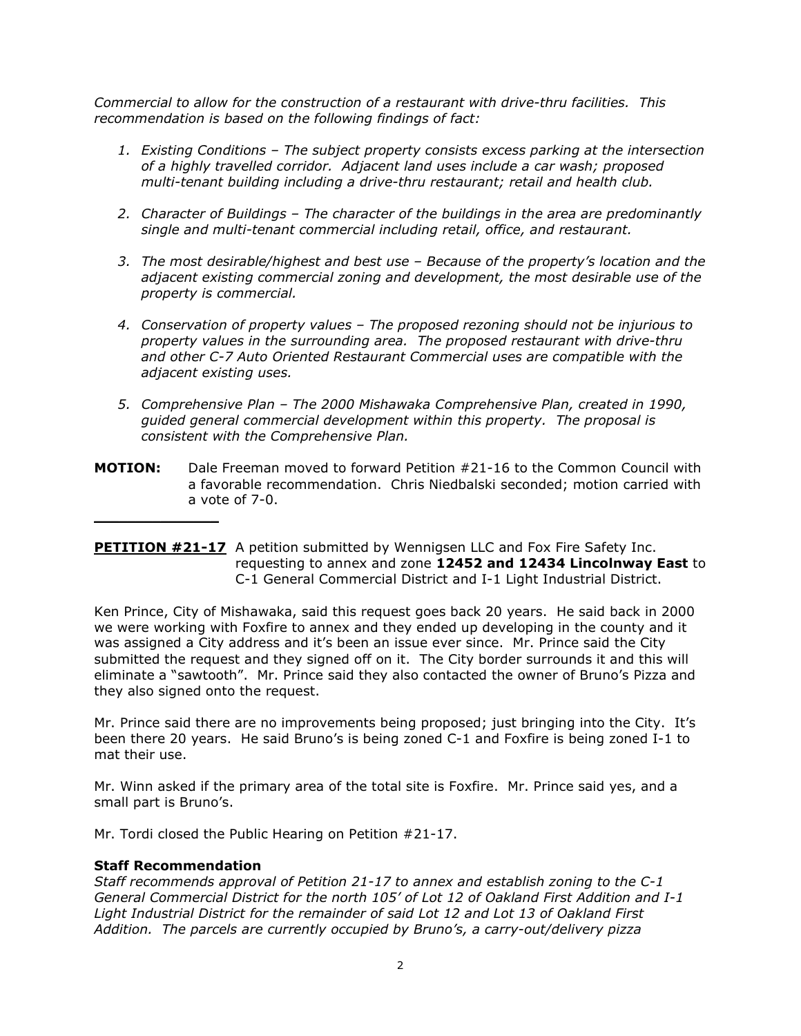*Commercial to allow for the construction of a restaurant with drive-thru facilities. This recommendation is based on the following findings of fact:*

1. *Existing Conditions – The subject property consists excess parking at the intersection of a highly travelled corridor. Adjacent land uses include a car wash; proposed multi-tenant building including a drive-thru restaurant; retail and health club.*

2. *Character of Buildings – The character of the buildings in the area are predominantly single and multi-tenant commercial including retail, office, and restaurant.*

3. *The most desirable/highest and best use – Because of the property's location and the adjacent existing commercial zoning and development, the most desirable use of the property is commercial.*

4. *Conservation of property values – The proposed rezoning should not be injurious to property values in the surrounding area. The proposed restaurant with drive-thru and other C-7 Auto Oriented Restaurant Commercial uses are compatible with the adjacent existing uses.*

5. *Comprehensive Plan – The 2000 Mishawaka Comprehensive Plan, created in 1990, guided general commercial development within this property. The proposal is consistent with the Comprehensive Plan.*

**MOTION:** Dale Freeman moved to forward Petition #21-16 to the Common Council with a favorable recommendation. Chris Niedbalski seconded; motion carried with a vote of 7-0.

---

**PETITION #21-17** A petition submitted by Wennigsen LLC and Fox Fire Safety Inc. requesting to annex and zone **12452 and 12434 Lincolnway East** to C-1 General Commercial District and I-1 Light Industrial District.

Ken Prince, City of Mishawaka, said this request goes back 20 years. He said back in 2000 we were working with Foxfire to annex and they ended up developing in the county and it was assigned a City address and it's been an issue ever since. Mr. Prince said the City submitted the request and they signed off on it. The City border surrounds it and this will eliminate a "sawtooth". Mr. Prince said they also contacted the owner of Bruno's Pizza and they also signed onto the request.

Mr. Prince said there are no improvements being proposed; just bringing into the City. It's been there 20 years. He said Bruno's is being zoned C-1 and Foxfire is being zoned I-1 to mat their use.

Mr. Winn asked if the primary area of the total site is Foxfire. Mr. Prince said yes, and a small part is Bruno's.

Mr. Tordi closed the Public Hearing on Petition #21-17.

**Staff Recommendation**

*Staff recommends approval of Petition 21-17 to annex and establish zoning to the C-1 General Commercial District for the north 105' of Lot 12 of Oakland First Addition and I-1 Light Industrial District for the remainder of said Lot 12 and Lot 13 of Oakland First Addition. The parcels are currently occupied by Bruno's, a carry-out/delivery pizza*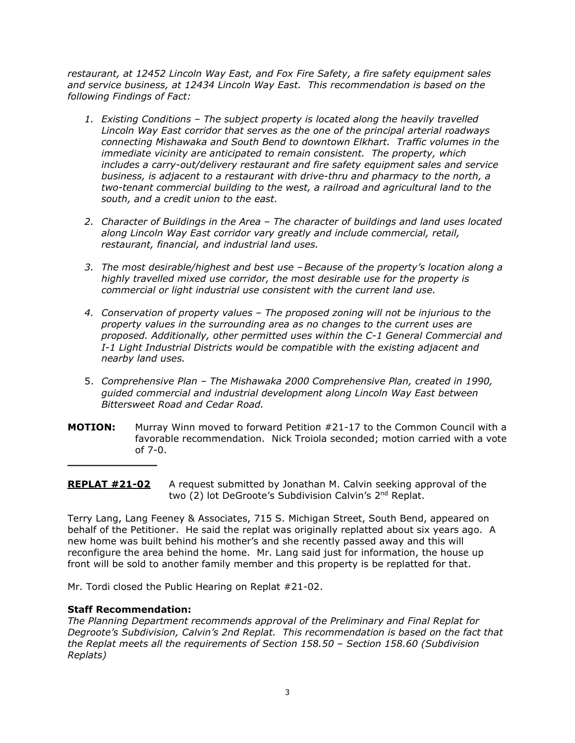*restaurant, at 12452 Lincoln Way East, and Fox Fire Safety, a fire safety equipment sales and service business, at 12434 Lincoln Way East. This recommendation is based on the following Findings of Fact:*

1. *Existing Conditions – The subject property is located along the heavily travelled Lincoln Way East corridor that serves as the one of the principal arterial roadways connecting Mishawaka and South Bend to downtown Elkhart. Traffic volumes in the immediate vicinity are anticipated to remain consistent. The property, which includes a carry-out/delivery restaurant and fire safety equipment sales and service business, is adjacent to a restaurant with drive-thru and pharmacy to the north, a two-tenant commercial building to the west, a railroad and agricultural land to the south, and a credit union to the east.*

2. *Character of Buildings in the Area – The character of buildings and land uses located along Lincoln Way East corridor vary greatly and include commercial, retail, restaurant, financial, and industrial land uses.*

3. *The most desirable/highest and best use – Because of the property's location along a highly travelled mixed use corridor, the most desirable use for the property is commercial or light industrial use consistent with the current land use.*

4. *Conservation of property values – The proposed zoning will not be injurious to the property values in the surrounding area as no changes to the current uses are proposed. Additionally, other permitted uses within the C-1 General Commercial and I-1 Light Industrial Districts would be compatible with the existing adjacent and nearby land uses.*

5. *Comprehensive Plan – The Mishawaka 2000 Comprehensive Plan, created in 1990, guided commercial and industrial development along Lincoln Way East between Bittersweet Road and Cedar Road.*

**MOTION:** Murray Winn moved to forward Petition #21-17 to the Common Council with a favorable recommendation. Nick Troiola seconded; motion carried with a vote of 7-0.

---

**REPLAT #21-02** A request submitted by Jonathan M. Calvin seeking approval of the two (2) lot DeGroote's Subdivision Calvin's 2nd Replat.

Terry Lang, Lang Feeney & Associates, 715 S. Michigan Street, South Bend, appeared on behalf of the Petitioner. He said the replat was originally replatted about six years ago. A new home was built behind his mother's and she recently passed away and this will reconfigure the area behind the home. Mr. Lang said just for information, the house up front will be sold to another family member and this property is be replatted for that.

Mr. Tordi closed the Public Hearing on Replat #21-02.

**Staff Recommendation:**

*The Planning Department recommends approval of the Preliminary and Final Replat for Degroote's Subdivision, Calvin's 2nd Replat. This recommendation is based on the fact that the Replat meets all the requirements of Section 158.50 – Section 158.60 (Subdivision Replats)*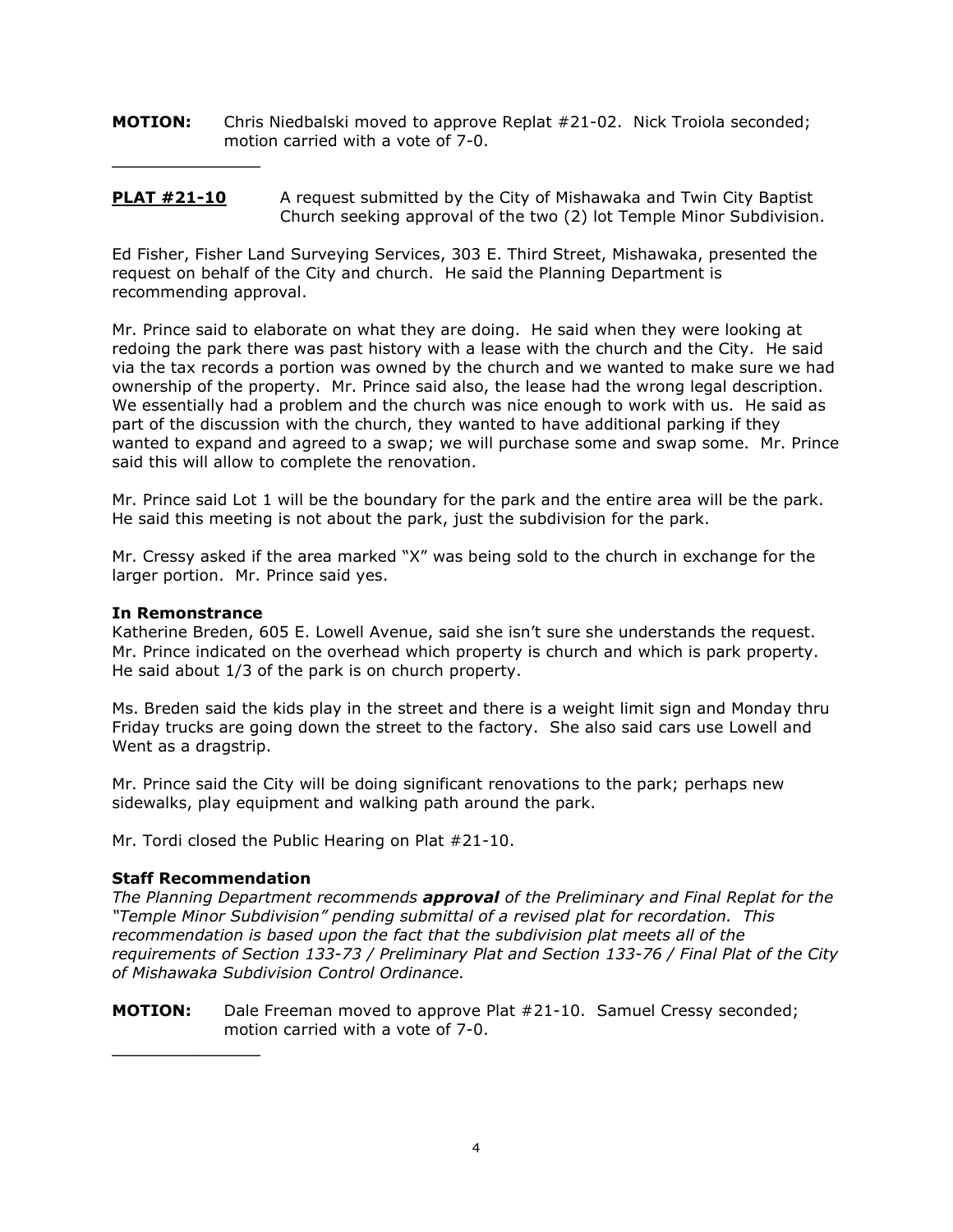**MOTION:** Chris Niedbalski moved to approve Replat #21-02. Nick Troiola seconded; motion carried with a vote of 7-0.

---

**PLAT #21-10** A request submitted by the City of Mishawaka and Twin City Baptist Church seeking approval of the two (2) lot Temple Minor Subdivision.

Ed Fisher, Fisher Land Surveying Services, 303 E. Third Street, Mishawaka, presented the request on behalf of the City and church. He said the Planning Department is recommending approval.

Mr. Prince said to elaborate on what they are doing. He said when they were looking at redoing the park there was past history with a lease with the church and the City. He said via the tax records a portion was owned by the church and we wanted to make sure we had ownership of the property. Mr. Prince said also, the lease had the wrong legal description. We essentially had a problem and the church was nice enough to work with us. He said as part of the discussion with the church, they wanted to have additional parking if they wanted to expand and agreed to a swap; we will purchase some and swap some. Mr. Prince said this will allow to complete the renovation.

Mr. Prince said Lot 1 will be the boundary for the park and the entire area will be the park. He said this meeting is not about the park, just the subdivision for the park.

Mr. Cressy asked if the area marked "X" was being sold to the church in exchange for the larger portion. Mr. Prince said yes.

**In Remonstrance**

Katherine Breden, 605 E. Lowell Avenue, said she isn't sure she understands the request. Mr. Prince indicated on the overhead which property is church and which is park property. He said about 1/3 of the park is on church property.

Ms. Breden said the kids play in the street and there is a weight limit sign and Monday thru Friday trucks are going down the street to the factory. She also said cars use Lowell and Went as a dragstrip.

Mr. Prince said the City will be doing significant renovations to the park; perhaps new sidewalks, play equipment and walking path around the park.

Mr. Tordi closed the Public Hearing on Plat #21-10.

**Staff Recommendation**

*The Planning Department recommends **approval** of the Preliminary and Final Replat for the "Temple Minor Subdivision" pending submittal of a revised plat for recordation. This recommendation is based upon the fact that the subdivision plat meets all of the requirements of Section 133-73 / Preliminary Plat and Section 133-76 / Final Plat of the City of Mishawaka Subdivision Control Ordinance.*

**MOTION:** Dale Freeman moved to approve Plat #21-10. Samuel Cressy seconded; motion carried with a vote of 7-0.

---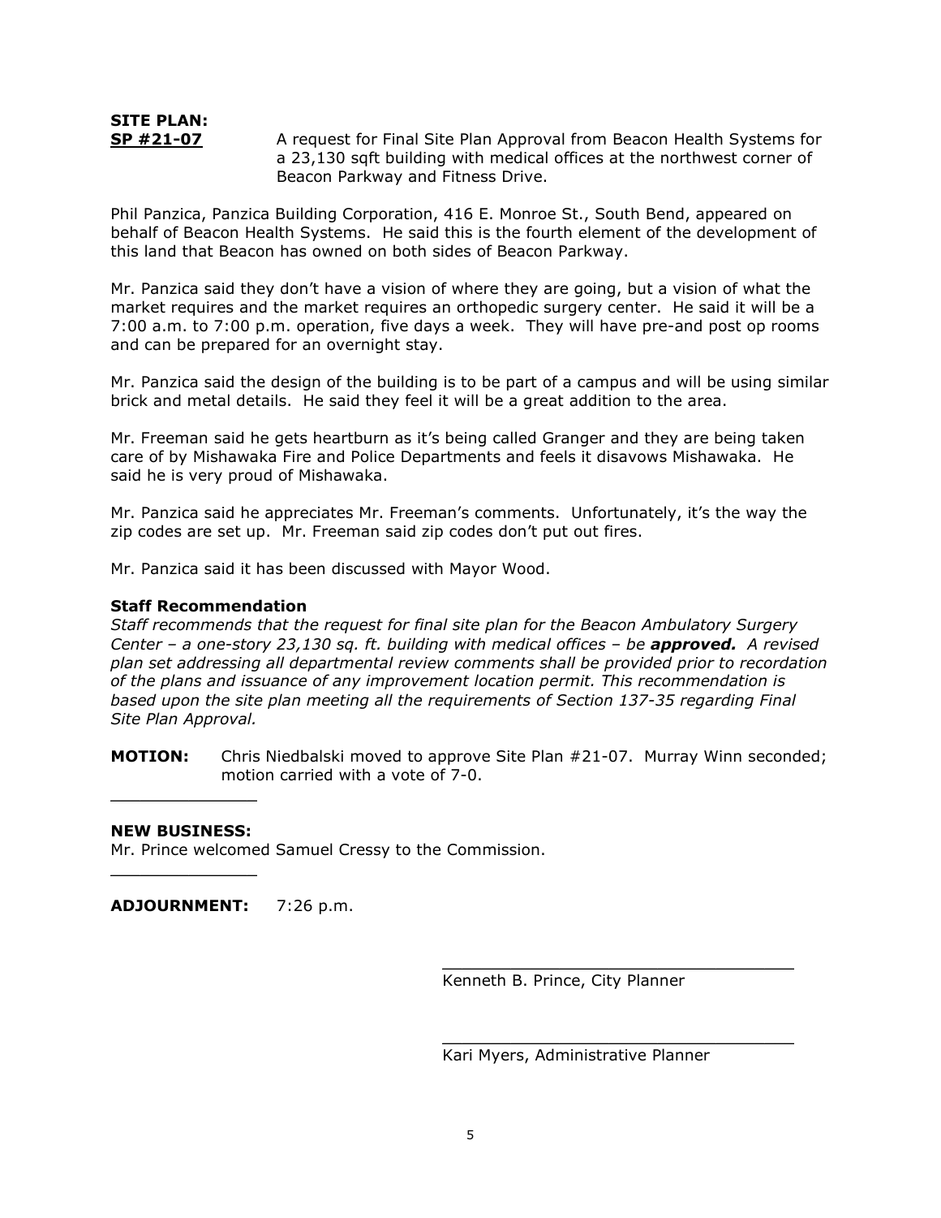**SITE PLAN:**

**SP #21-07** A request for Final Site Plan Approval from Beacon Health Systems for a 23,130 sqft building with medical offices at the northwest corner of Beacon Parkway and Fitness Drive.

Phil Panzica, Panzica Building Corporation, 416 E. Monroe St., South Bend, appeared on behalf of Beacon Health Systems. He said this is the fourth element of the development of this land that Beacon has owned on both sides of Beacon Parkway.

Mr. Panzica said they don't have a vision of where they are going, but a vision of what the market requires and the market requires an orthopedic surgery center. He said it will be a 7:00 a.m. to 7:00 p.m. operation, five days a week. They will have pre-and post op rooms and can be prepared for an overnight stay.

Mr. Panzica said the design of the building is to be part of a campus and will be using similar brick and metal details. He said they feel it will be a great addition to the area.

Mr. Freeman said he gets heartburn as it's being called Granger and they are being taken care of by Mishawaka Fire and Police Departments and feels it disavows Mishawaka. He said he is very proud of Mishawaka.

Mr. Panzica said he appreciates Mr. Freeman's comments. Unfortunately, it's the way the zip codes are set up. Mr. Freeman said zip codes don't put out fires.

Mr. Panzica said it has been discussed with Mayor Wood.

**Staff Recommendation**

*Staff recommends that the request for final site plan for the Beacon Ambulatory Surgery Center – a one-story 23,130 sq. ft. building with medical offices – be* ***approved.*** *A revised plan set addressing all departmental review comments shall be provided prior to recordation of the plans and issuance of any improvement location permit. This recommendation is based upon the site plan meeting all the requirements of Section 137-35 regarding Final Site Plan Approval.*

**MOTION:** Chris Niedbalski moved to approve Site Plan #21-07. Murray Winn seconded; motion carried with a vote of 7-0.

---

**NEW BUSINESS:**

Mr. Prince welcomed Samuel Cressy to the Commission.

---

**ADJOURNMENT:** 7:26 p.m.

Kenneth B. Prince, City Planner

Kari Myers, Administrative Planner